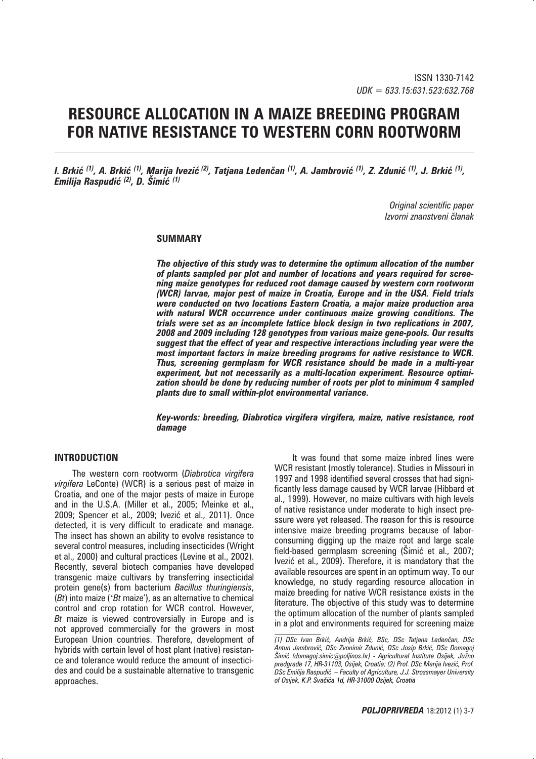ISSN 1330-7142
*UDK = 633.15:631.523:632.768*

# RESOURCE ALLOCATION IN A MAIZE BREEDING PROGRAM FOR NATIVE RESISTANCE TO WESTERN CORN ROOTWORM

***I. Brkić [(1)], A. Brkić [(1)], Marija Ivezić [(2)], Tatjana Ledenčan [(1)], A. Jambrović [(1)], Z. Zdunić [(1)], J. Brkić [(1)], Emilija Raspudić [(2)], D. Šimić [(1)]***

*Original scientific paper*
*Izvorni znanstveni članak*

## SUMMARY

***The objective of this study was to determine the optimum allocation of the number of plants sampled per plot and number of locations and years required for screening maize genotypes for reduced root damage caused by western corn rootworm (WCR) larvae, major pest of maize in Croatia, Europe and in the USA. Field trials were conducted on two locations Eastern Croatia, a major maize production area with natural WCR occurrence under continuous maize growing conditions. The trials were set as an incomplete lattice block design in two replications in 2007, 2008 and 2009 including 128 genotypes from various maize gene-pools. Our results suggest that the effect of year and respective interactions including year were the most important factors in maize breeding programs for native resistance to WCR. Thus, screening germplasm for WCR resistance should be made in a multi-year experiment, but not necessarily as a multi-location experiment. Resource optimization should be done by reducing number of roots per plot to minimum 4 sampled plants due to small within-plot environmental variance.***

***Key-words: breeding, Diabrotica virgifera virgifera, maize, native resistance, root damage***

## INTRODUCTION

The western corn rootworm (*Diabrotica virgifera virgifera* LeConte) (WCR) is a serious pest of maize in Croatia, and one of the major pests of maize in Europe and in the U.S.A. (Miller et al., 2005; Meinke et al., 2009; Spencer et al., 2009; Ivezić et al., 2011). Once detected, it is very difficult to eradicate and manage. The insect has shown an ability to evolve resistance to several control measures, including insecticides (Wright et al., 2000) and cultural practices (Levine et al., 2002). Recently, several biotech companies have developed transgenic maize cultivars by transferring insecticidal protein gene(s) from bacterium *Bacillus thuringiensis*, (*Bt*) into maize ('*Bt* maize'), as an alternative to chemical control and crop rotation for WCR control. However, *Bt* maize is viewed controversially in Europe and is not approved commercially for the growers in most European Union countries. Therefore, development of hybrids with certain level of host plant (native) resistance and tolerance would reduce the amount of insecticides and could be a sustainable alternative to transgenic approaches.

It was found that some maize inbred lines were WCR resistant (mostly tolerance). Studies in Missouri in 1997 and 1998 identified several crosses that had significantly less damage caused by WCR larvae (Hibbard et al., 1999). However, no maize cultivars with high levels of native resistance under moderate to high insect pressure were yet released. The reason for this is resource intensive maize breeding programs because of labor-consuming digging up the maize root and large scale field-based germplasm screening (Šimić et al., 2007; Ivezić et al., 2009). Therefore, it is mandatory that the available resources are spent in an optimum way. To our knowledge, no study regarding resource allocation in maize breeding for native WCR resistance exists in the literature. The objective of this study was to determine the optimum allocation of the number of plants sampled in a plot and environments required for screening maize

---

*(1) DSc Ivan Brkić, Andrija Brkić, BSc, DSc Tatjana Ledenčan, DSc Antun Jambrović, DSc Zvonimir Zdunić, DSc Josip Brkić, DSc Domagoj Šimić (domagoj.simic@poljinos.hr) - Agricultural Institute Osijek, Južno predgrađe 17, HR-31103, Osijek, Croatia; (2) Prof. DSc Marija Ivezić, Prof. DSc Emilija Raspudić – Faculty of Agriculture, J.J. Strossmayer University of Osijek, K.P. Svačića 1d, HR-31000 Osijek, Croatia*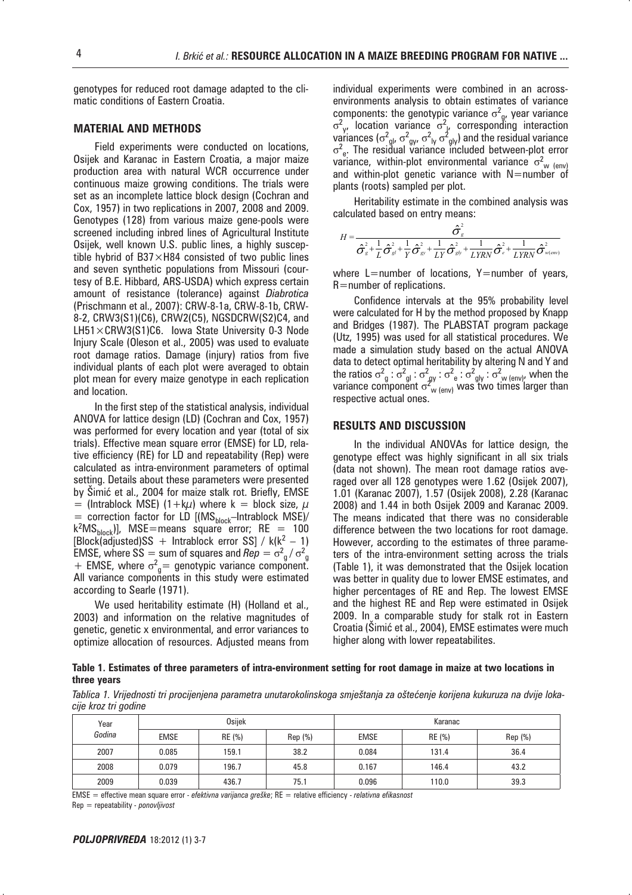genotypes for reduced root damage adapted to the climatic conditions of Eastern Croatia.

## MATERIAL AND METHODS

Field experiments were conducted on locations, Osijek and Karanac in Eastern Croatia, a major maize production area with natural WCR occurrence under continuous maize growing conditions. The trials were set as an incomplete lattice block design (Cochran and Cox, 1957) in two replications in 2007, 2008 and 2009. Genotypes (128) from various maize gene-pools were screened including inbred lines of Agricultural Institute Osijek, well known U.S. public lines, a highly susceptible hybrid of B37×H84 consisted of two public lines and seven synthetic populations from Missouri (courtesy of B.E. Hibbard, ARS-USDA) which express certain amount of resistance (tolerance) against *Diabrotica* (Prischmann et al., 2007): CRW-8-1a, CRW-8-1b, CRW-8-2, CRW3(S1)(C6), CRW2(C5), NGSDCRW(S2)C4, and LH51×CRW3(S1)C6. Iowa State University 0-3 Node Injury Scale (Oleson et al., 2005) was used to evaluate root damage ratios. Damage (injury) ratios from five individual plants of each plot were averaged to obtain plot mean for every maize genotype in each replication and location.

In the first step of the statistical analysis, individual ANOVA for lattice design (LD) (Cochran and Cox, 1957) was performed for every location and year (total of six trials). Effective mean square error (EMSE) for LD, relative efficiency (RE) for LD and repeatability (Rep) were calculated as intra-environment parameters of optimal setting. Details about these parameters were presented by Šimić et al., 2004 for maize stalk rot. Briefly, EMSE = (Intrablock MSE) $(1+k\mu)$ where k = block size, $\mu$ = correction factor for LD [($MS_{block}$–Intrablock MSE)/ $k^2MS_{block}$)], MSE=means square error; RE = 100 [Block(adjusted)SS + Intrablock error SS] / $k(k^2-1)$ EMSE, where SS = sum of squares and $Rep = \sigma^2_g / \sigma^2_g$ + EMSE, where $\sigma^2_g$ = genotypic variance component. All variance components in this study were estimated according to Searle (1971).

We used heritability estimate (H) (Holland et al., 2003) and information on the relative magnitudes of genetic, genetic x environmental, and error variances to optimize allocation of resources. Adjusted means from individual experiments were combined in an across-environments analysis to obtain estimates of variance components: the genotypic variance $\sigma^2_g$, year variance $\sigma^2_y$, location variance $\sigma^2_l$, corresponding interaction variances ($\sigma^2_{gl}$, $\sigma^2_{gy}$, $\sigma^2_{ly}$ $\sigma^2_{gly}$) and the residual variance $\sigma^2_e$. The residual variance included between-plot error variance, within-plot environmental variance $\sigma^2_{w\ (env)}$ and within-plot genetic variance with N=number of plants (roots) sampled per plot.

Heritability estimate in the combined analysis was calculated based on entry means:

$$H = \frac{\hat{\sigma}^2_g}{\hat{\sigma}^2_g + \frac{1}{L}\hat{\sigma}^2_{gl} + \frac{1}{Y}\hat{\sigma}^2_{gy} + \frac{1}{LY}\hat{\sigma}^2_{gly} + \frac{1}{LYRN}\hat{\sigma}^2_e + \frac{1}{LYRN}\hat{\sigma}^2_{w(env)}}$$

where L=number of locations, Y=number of years, R=number of replications.

Confidence intervals at the 95% probability level were calculated for H by the method proposed by Knapp and Bridges (1987). The PLABSTAT program package (Utz, 1995) was used for all statistical procedures. We made a simulation study based on the actual ANOVA data to detect optimal heritability by altering N and Y and the ratios $\sigma^2_g : \sigma^2_{gl} : \sigma^2_{gy} : \sigma^2_e : \sigma^2_{gly} : \sigma^2_{w\ (env)}$, when the variance component $\sigma^2_{w\ (env)}$ was two times larger than respective actual ones.

## RESULTS AND DISCUSSION

In the individual ANOVAs for lattice design, the genotype effect was highly significant in all six trials (data not shown). The mean root damage ratios averaged over all 128 genotypes were 1.62 (Osijek 2007), 1.01 (Karanac 2007), 1.57 (Osijek 2008), 2.28 (Karanac 2008) and 1.44 in both Osijek 2009 and Karanac 2009. The means indicated that there was no considerable difference between the two locations for root damage. However, according to the estimates of three parameters of the intra-environment setting across the trials (Table 1), it was demonstrated that the Osijek location was better in quality due to lower EMSE estimates, and higher percentages of RE and Rep. The lowest EMSE and the highest RE and Rep were estimated in Osijek 2009. In a comparable study for stalk rot in Eastern Croatia (Šimić et al., 2004), EMSE estimates were much higher along with lower repeatabilites.

**Table 1. Estimates of three parameters of intra-environment setting for root damage in maize at two locations in three years**

*Tablica 1. Vrijednosti tri procijenjena parametra unutarokolinskog smještanja za oštećenje korijena kukuruza na dvije lokacije kroz tri godine*

| Year *Godina* | Osijek | | | Karanac | | |
|---|---|---|---|---|---|---|
| | EMSE | RE (%) | Rep (%) | EMSE | RE (%) | Rep (%) |
| 2007 | 0.085 | 159.1 | 38.2 | 0.084 | 131.4 | 36.4 |
| 2008 | 0.079 | 196.7 | 45.8 | 0.167 | 146.4 | 43.2 |
| 2009 | 0.039 | 436.7 | 75.1 | 0.096 | 110.0 | 39.3 |

EMSE = effective mean square error - *efektivna varijanca greške*; RE = relative efficiency - *relativna efikasnost*
Rep = repeatability - *ponovljivost*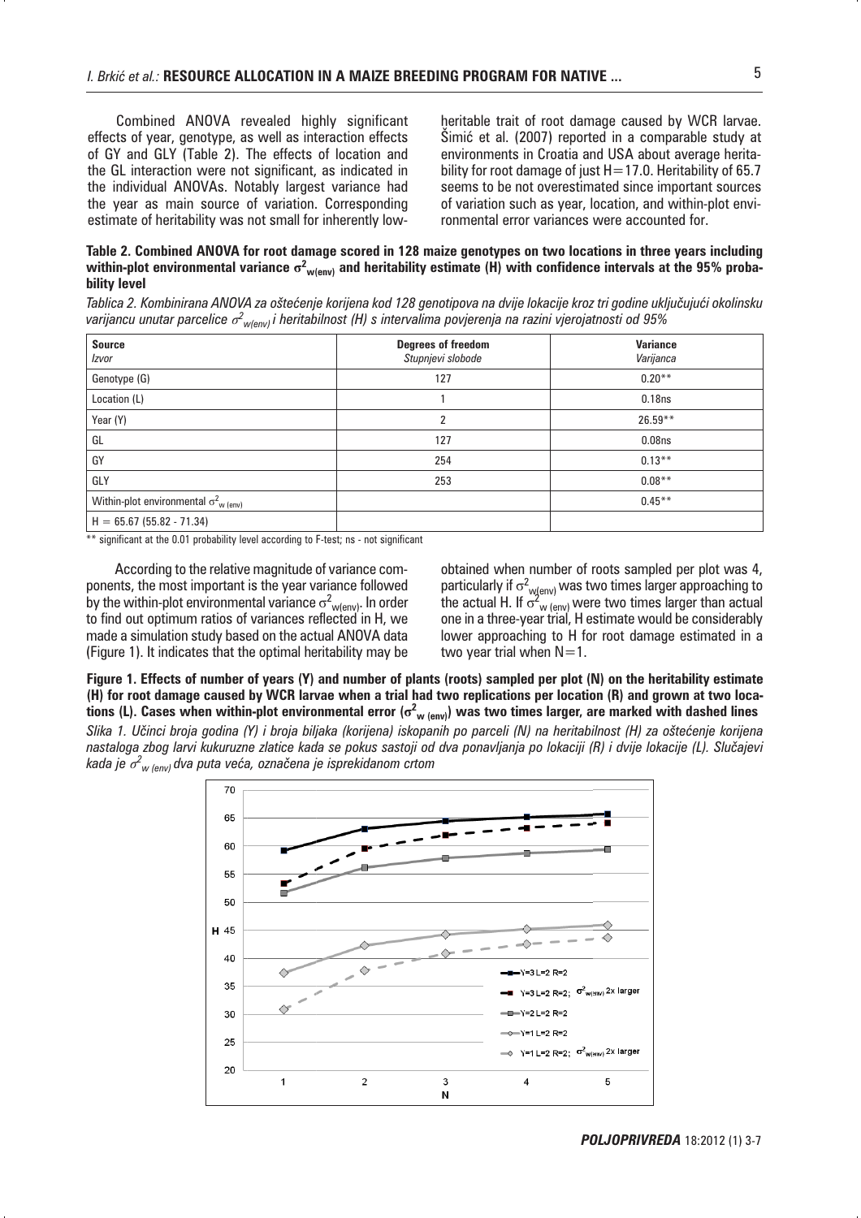Combined ANOVA revealed highly significant effects of year, genotype, as well as interaction effects of GY and GLY (Table 2). The effects of location and the GL interaction were not significant, as indicated in the individual ANOVAs. Notably largest variance had the year as main source of variation. Corresponding estimate of heritability was not small for inherently low-heritable trait of root damage caused by WCR larvae. Šimić et al. (2007) reported in a comparable study at environments in Croatia and USA about average heritability for root damage of just H=17.0. Heritability of 65.7 seems to be not overestimated since important sources of variation such as year, location, and within-plot environmental error variances were accounted for.

**Table 2. Combined ANOVA for root damage scored in 128 maize genotypes on two locations in three years including within-plot environmental variance $\sigma^2_{w(env)}$ and heritability estimate (H) with confidence intervals at the 95% probability level**

*Tablica 2. Kombinirana ANOVA za oštećenje korijena kod 128 genotipova na dvije lokacije kroz tri godine uključujući okolinsku varijancu unutar parcelice $\sigma^2_{w(env)}$ i heritabilnost (H) s intervalima povjerenja na razini vjerojatnosti od 95%*

| **Source** *Izvor* | **Degrees of freedom** *Stupnjevi slobode* | **Variance** *Varijanca* |
|---|---|---|
| Genotype (G) | 127 | 0.20** |
| Location (L) | 1 | 0.18ns |
| Year (Y) | 2 | 26.59** |
| GL | 127 | 0.08ns |
| GY | 254 | 0.13** |
| GLY | 253 | 0.08** |
| Within-plot environmental $\sigma^2_{w\ (env)}$ | | 0.45** |
| H = 65.67 (55.82 - 71.34) | | |

** significant at the 0.01 probability level according to F-test; ns - not significant

According to the relative magnitude of variance components, the most important is the year variance followed by the within-plot environmental variance $\sigma^2_{w(env)}$. In order to find out optimum ratios of variances reflected in H, we made a simulation study based on the actual ANOVA data (Figure 1). It indicates that the optimal heritability may be obtained when number of roots sampled per plot was 4, particularly if $\sigma^2_{w(env)}$ was two times larger approaching to the actual H. If $\sigma^2_{w\ (env)}$ were two times larger than actual one in a three-year trial, H estimate would be considerably lower approaching to H for root damage estimated in a two year trial when N=1.

**Figure 1. Effects of number of years (Y) and number of plants (roots) sampled per plot (N) on the heritability estimate (H) for root damage caused by WCR larvae when a trial had two replications per location (R) and grown at two locations (L). Cases when within-plot environmental error ($\sigma^2_{w\ (env)}$) was two times larger, are marked with dashed lines**

*Slika 1. Učinci broja godina (Y) i broja biljaka (korijena) iskopanih po parceli (N) na heritabilnost (H) za oštećenje korijena nastaloga zbog larvi kukuruzne zlatice kada se pokus sastoji od dva ponavljanja po lokaciji (R) i dvije lokacije (L). Slučajevi kada je $\sigma^2_{w\ (env)}$ dva puta veća, označena je isprekidanom crtom*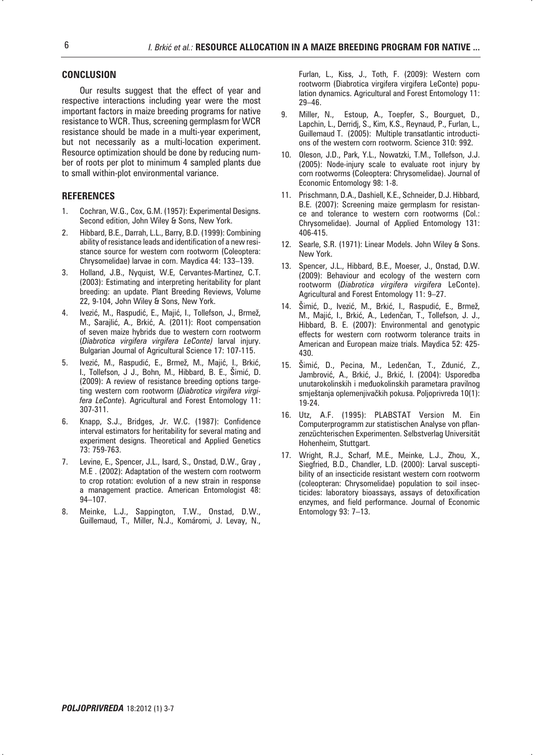## CONCLUSION

Our results suggest that the effect of year and respective interactions including year were the most important factors in maize breeding programs for native resistance to WCR. Thus, screening germplasm for WCR resistance should be made in a multi-year experiment, but not necessarily as a multi-location experiment. Resource optimization should be done by reducing number of roots per plot to minimum 4 sampled plants due to small within-plot environmental variance.

## REFERENCES

1. Cochran, W.G., Cox, G.M. (1957): Experimental Designs. Second edition, John Wiley & Sons, New York.
2. Hibbard, B.E., Darrah, L.L., Barry, B.D. (1999): Combining ability of resistance leads and identification of a new resistance source for western corn rootworm (Coleoptera: Chrysomelidae) larvae in corn. Maydica 44: 133–139.
3. Holland, J.B., Nyquist, W.E, Cervantes-Martinez, C.T. (2003): Estimating and interpreting heritability for plant breeding: an update. Plant Breeding Reviews, Volume 22, 9-104, John Wiley & Sons, New York.
4. Ivezić, M., Raspudić, E., Majić, I., Tollefson, J., Brmež, M., Sarajlić, A., Brkić, A. (2011): Root compensation of seven maize hybrids due to western corn rootworm (*Diabrotica virgifera virgifera LeConte)* larval injury. Bulgarian Journal of Agricultural Science 17: 107-115.
5. Ivezić, M., Raspudić, E., Brmež, M., Majić, I., Brkić, I., Tollefson, J J., Bohn, M., Hibbard, B. E., Šimić, D. (2009): A review of resistance breeding options targeting western corn rootworm (*Diabrotica virgifera virgifera LeConte*). Agricultural and Forest Entomology 11: 307-311.
6. Knapp, S.J., Bridges, Jr. W.C. (1987): Confidence interval estimators for heritability for several mating and experiment designs. Theoretical and Applied Genetics 73: 759-763.
7. Levine, E., Spencer, J.L., Isard, S., Onstad, D.W., Gray , M.E . (2002): Adaptation of the western corn rootworm to crop rotation: evolution of a new strain in response a management practice. American Entomologist 48: 94–107.
8. Meinke, L.J., Sappington, T.W., Onstad, D.W., Guillemaud, T., Miller, N.J., Komáromi, J. Levay, N., Furlan, L., Kiss, J., Toth, F. (2009): Western corn rootworm (Diabrotica virgifera virgifera LeConte) population dynamics. Agricultural and Forest Entomology 11: 29–46.
9. Miller, N., Estoup, A., Toepfer, S., Bourguet, D., Lapchin, L., Derridj, S., Kim, K.S., Reynaud, P., Furlan, L., Guillemaud T. (2005): Multiple transatlantic introductions of the western corn rootworm. Science 310: 992.
10. Oleson, J.D., Park, Y.L., Nowatzki, T.M., Tollefson, J.J. (2005): Node-injury scale to evaluate root injury by corn rootworms (Coleoptera: Chrysomelidae). Journal of Economic Entomology 98: 1-8.
11. Prischmann, D.A., Dashiell, K.E., Schneider, D.J. Hibbard, B.E. (2007): Screening maize germplasm for resistance and tolerance to western corn rootworms (Col.: Chrysomelidae). Journal of Applied Entomology 131: 406-415.
12. Searle, S.R. (1971): Linear Models. John Wiley & Sons. New York.
13. Spencer, J.L., Hibbard, B.E., Moeser, J., Onstad, D.W. (2009): Behaviour and ecology of the western corn rootworm (*Diabrotica virgifera virgifera* LeConte). Agricultural and Forest Entomology 11: 9–27.
14. Šimić, D., Ivezić, M., Brkić, I., Raspudić, E., Brmež, M., Majić, I., Brkić, A., Ledenčan, T., Tollefson, J. J., Hibbard, B. E. (2007): Environmental and genotypic effects for western corn rootworm tolerance traits in American and European maize trials. Maydica 52: 425-430.
15. Šimić, D., Pecina, M., Ledenčan, T., Zdunić, Z., Jambrović, A., Brkić, J., Brkić, I. (2004): Usporedba unutarokolinskih i međuokolinskih parametara pravilnog smještanja oplemenjivačkih pokusa. Poljoprivreda 10(1): 19-24.
16. Utz, A.F. (1995): PLABSTAT Version M. Ein Computerprogramm zur statistischen Analyse von pflanzenzüchterischen Experimenten. Selbstverlag Universität Hohenheim, Stuttgart.
17. Wright, R.J., Scharf, M.E., Meinke, L.J., Zhou, X., Siegfried, B.D., Chandler, L.D. (2000): Larval susceptibility of an insecticide resistant western corn rootworm (coleopteran: Chrysomelidae) population to soil insecticides: laboratory bioassays, assays of detoxification enzymes, and field performance. Journal of Economic Entomology 93: 7–13.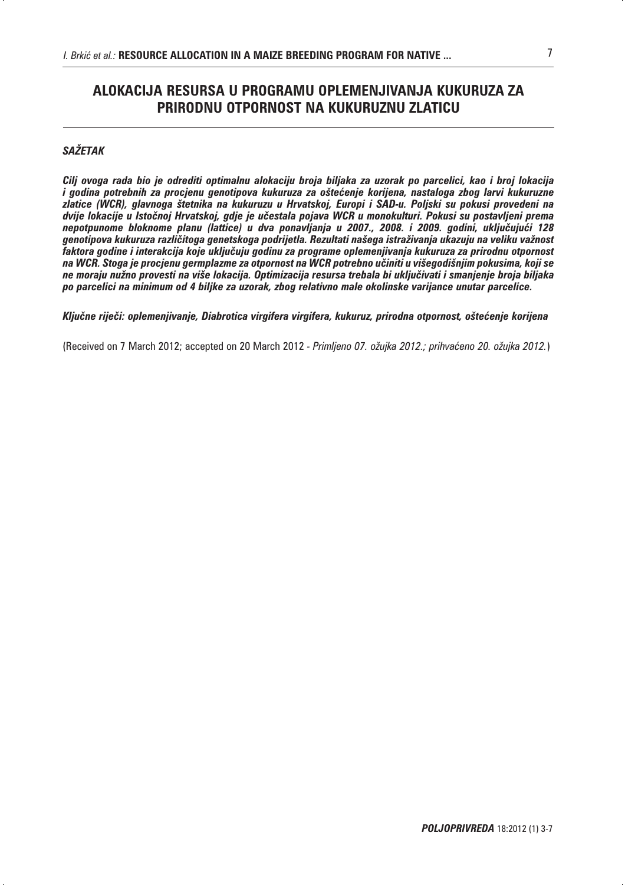# ALOKACIJA RESURSA U PROGRAMU OPLEMENJIVANJA KUKURUZA ZA PRIRODNU OTPORNOST NA KUKURUZNU ZLATICU

## *SAŽETAK*

***Cilj ovoga rada bio je odrediti optimalnu alokaciju broja biljaka za uzorak po parcelici, kao i broj lokacija i godina potrebnih za procjenu genotipova kukuruza za oštećenje korijena, nastaloga zbog larvi kukuruzne zlatice (WCR), glavnoga štetnika na kukuruzu u Hrvatskoj, Europi i SAD-u. Poljski su pokusi provedeni na dvije lokacije u Istočnoj Hrvatskoj, gdje je učestala pojava WCR u monokulturi. Pokusi su postavljeni prema nepotpunome bloknome planu (lattice) u dva ponavljanja u 2007., 2008. i 2009. godini, uključujući 128 genotipova kukuruza različitoga genetskoga podrijetla. Rezultati našega istraživanja ukazuju na veliku važnost faktora godine i interakcija koje uključuju godinu za programe oplemenjivanja kukuruza za prirodnu otpornost na WCR. Stoga je procjenu germplazme za otpornost na WCR potrebno učiniti u višegodišnjim pokusima, koji se ne moraju nužno provesti na više lokacija. Optimizacija resursa trebala bi uključivati i smanjenje broja biljaka po parcelici na minimum od 4 biljke za uzorak, zbog relativno male okolinske varijance unutar parcelice.***

***Ključne riječi: oplemenjivanje, Diabrotica virgifera virgifera, kukuruz, prirodna otpornost, oštećenje korijena***

(Received on 7 March 2012; accepted on 20 March 2012 - *Primljeno 07. ožujka 2012.; prihvaćeno 20. ožujka 2012.*)